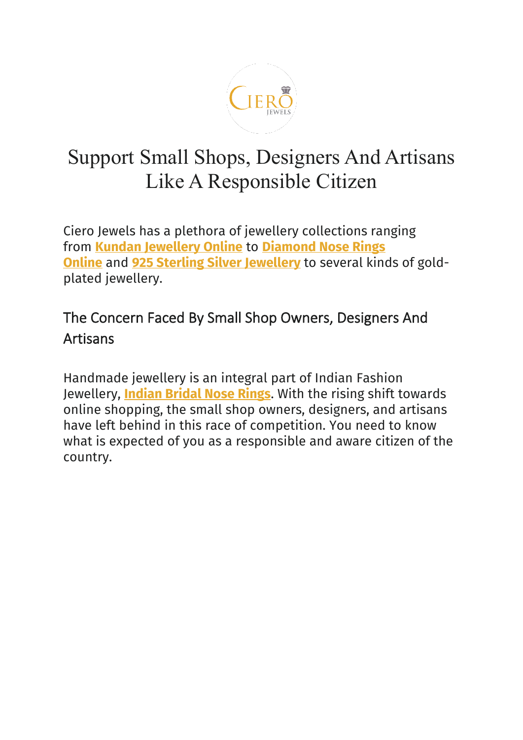# Support Small Shops, Designers And Artisans Like A Responsible Citizen

Ciero Jewels has a plethora of jewellery collections ranging from **Kundan Jewellery Online** to **Diamond Nose Rings Online** and **925 Sterling Silver Jewellery** to several kinds of gold-plated jewellery.

## The Concern Faced By Small Shop Owners, Designers And Artisans

Handmade jewellery is an integral part of Indian Fashion Jewellery, **Indian Bridal Nose Rings**. With the rising shift towards online shopping, the small shop owners, designers, and artisans have left behind in this race of competition. You need to know what is expected of you as a responsible and aware citizen of the country.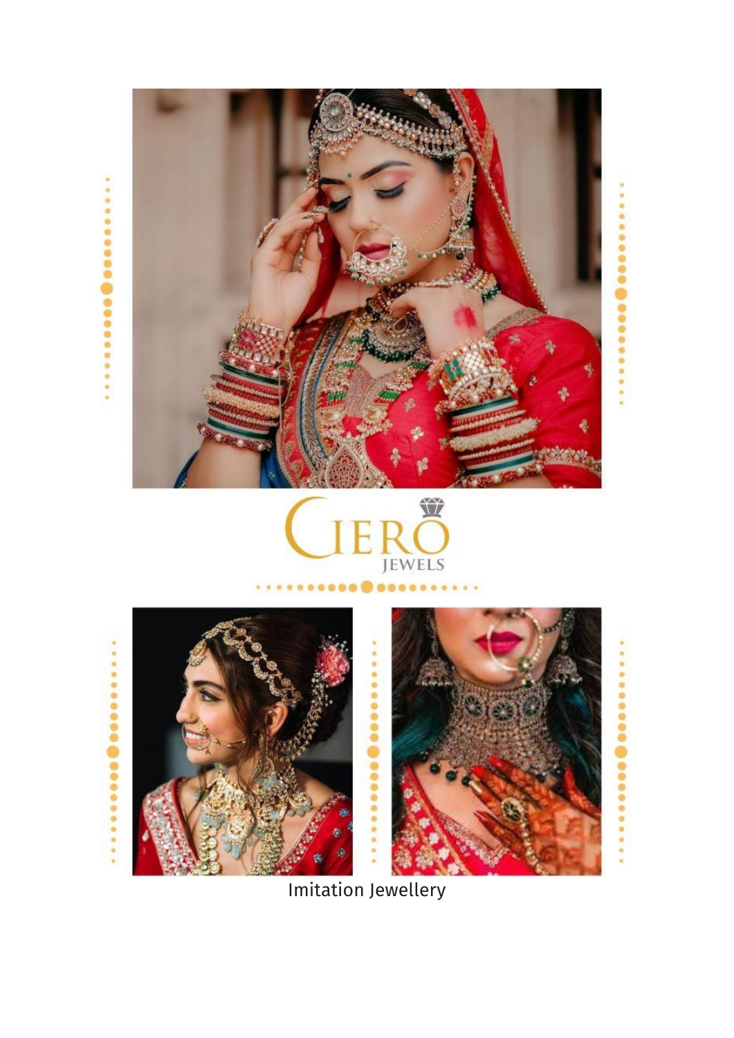CIERO JEWELS

Imitation Jewellery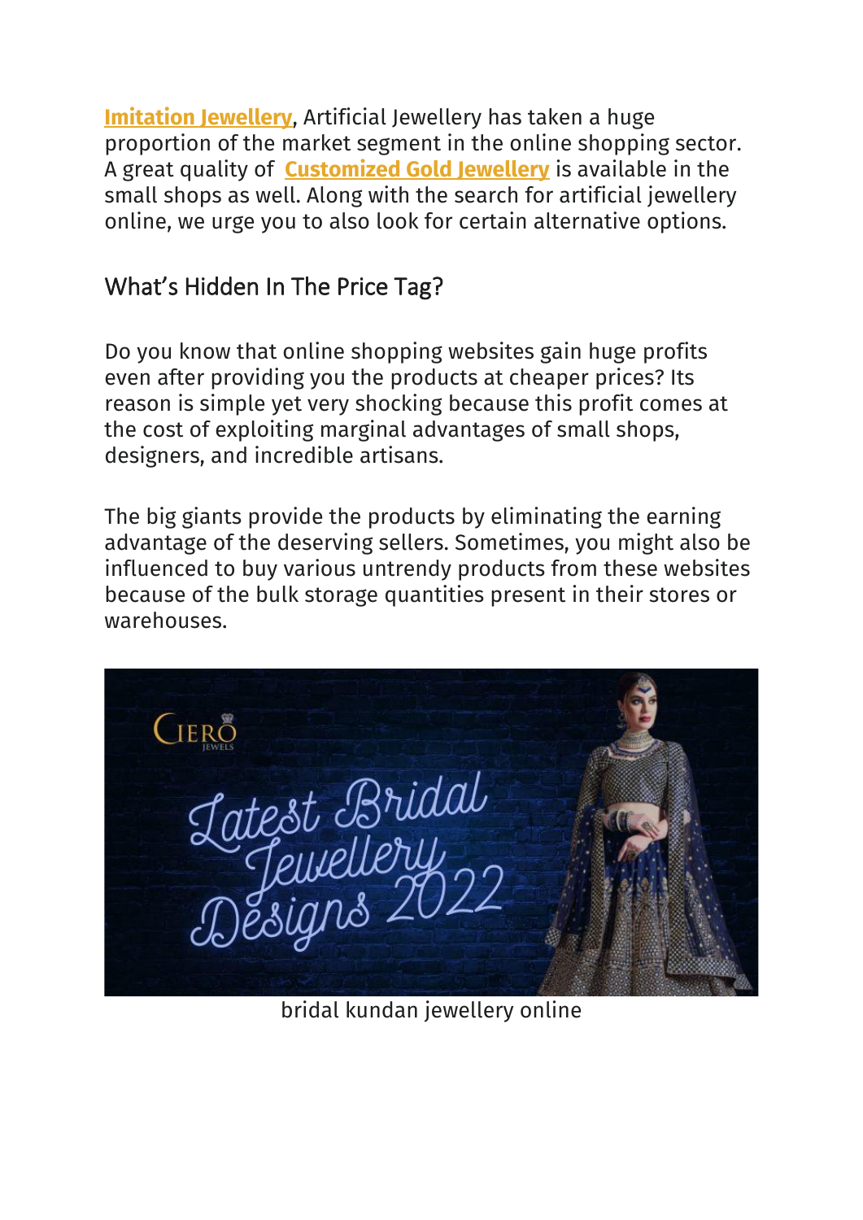**Imitation Jewellery**, Artificial Jewellery has taken a huge proportion of the market segment in the online shopping sector. A great quality of **Customized Gold Jewellery** is available in the small shops as well. Along with the search for artificial jewellery online, we urge you to also look for certain alternative options.

## What's Hidden In The Price Tag?

Do you know that online shopping websites gain huge profits even after providing you the products at cheaper prices? Its reason is simple yet very shocking because this profit comes at the cost of exploiting marginal advantages of small shops, designers, and incredible artisans.

The big giants provide the products by eliminating the earning advantage of the deserving sellers. Sometimes, you might also be influenced to buy various untrendy products from these websites because of the bulk storage quantities present in their stores or warehouses.

bridal kundan jewellery online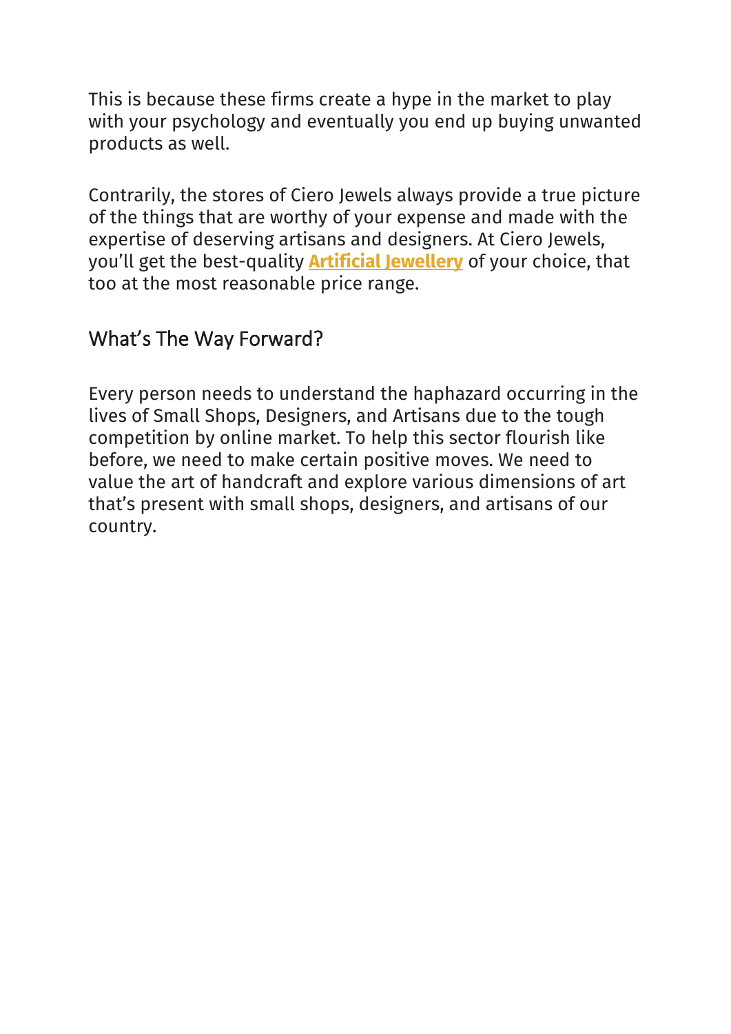This is because these firms create a hype in the market to play with your psychology and eventually you end up buying unwanted products as well.

Contrarily, the stores of Ciero Jewels always provide a true picture of the things that are worthy of your expense and made with the expertise of deserving artisans and designers. At Ciero Jewels, you'll get the best-quality **Artificial Jewellery** of your choice, that too at the most reasonable price range.

## What's The Way Forward?

Every person needs to understand the haphazard occurring in the lives of Small Shops, Designers, and Artisans due to the tough competition by online market. To help this sector flourish like before, we need to make certain positive moves. We need to value the art of handcraft and explore various dimensions of art that's present with small shops, designers, and artisans of our country.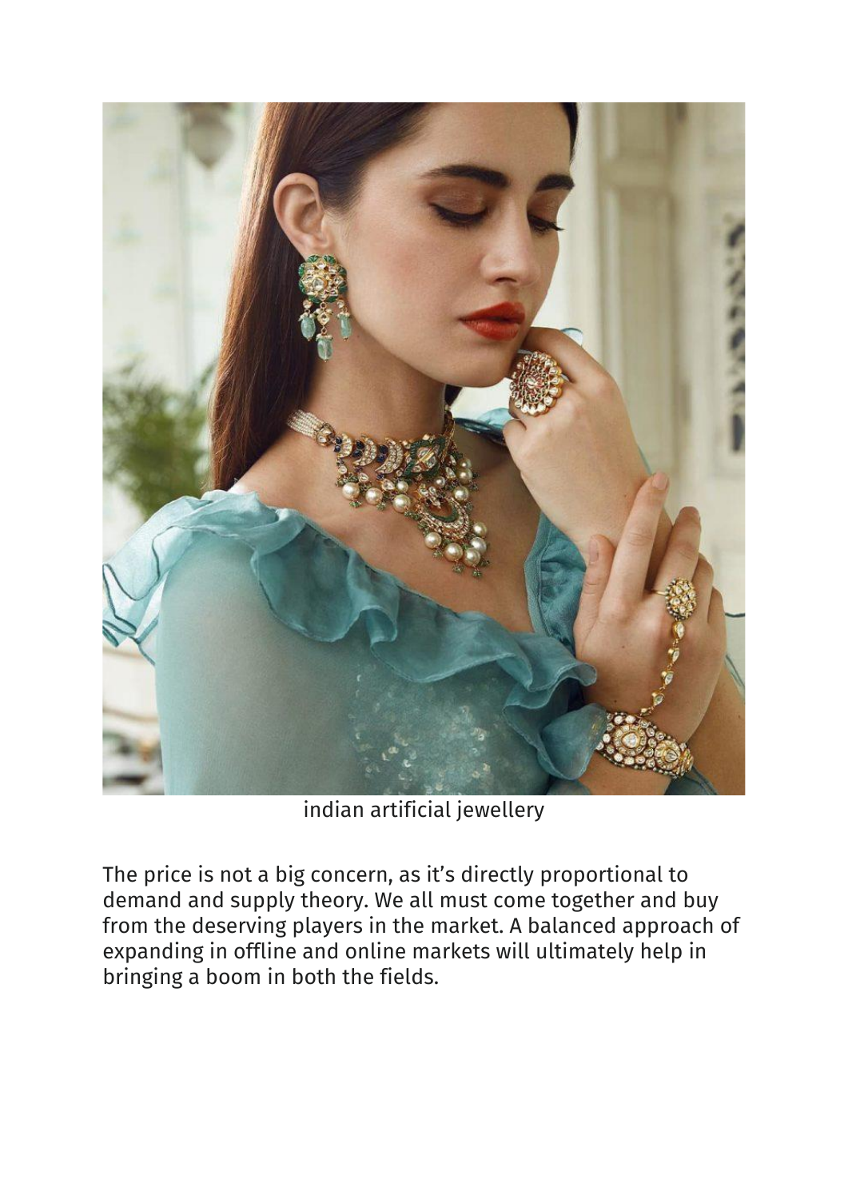indian artificial jewellery

The price is not a big concern, as it's directly proportional to demand and supply theory. We all must come together and buy from the deserving players in the market. A balanced approach of expanding in offline and online markets will ultimately help in bringing a boom in both the fields.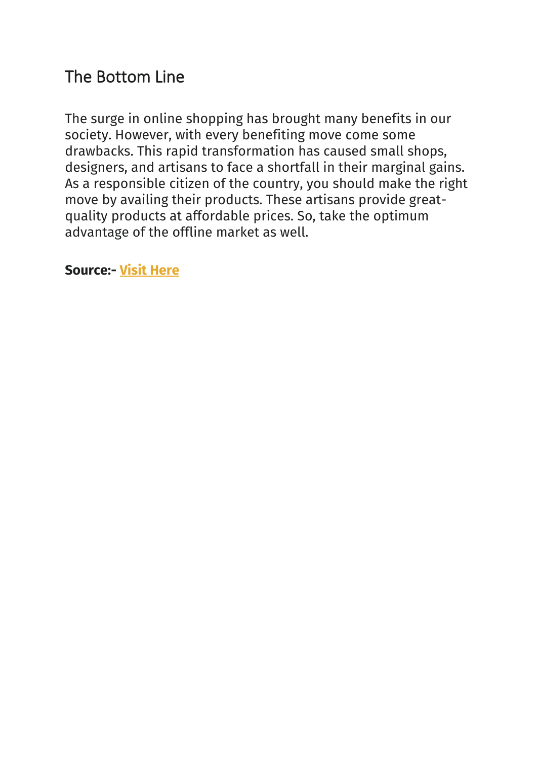## The Bottom Line

The surge in online shopping has brought many benefits in our society. However, with every benefiting move come some drawbacks. This rapid transformation has caused small shops, designers, and artisans to face a shortfall in their marginal gains. As a responsible citizen of the country, you should make the right move by availing their products. These artisans provide great-quality products at affordable prices. So, take the optimum advantage of the offline market as well.

**Source:- Visit Here**